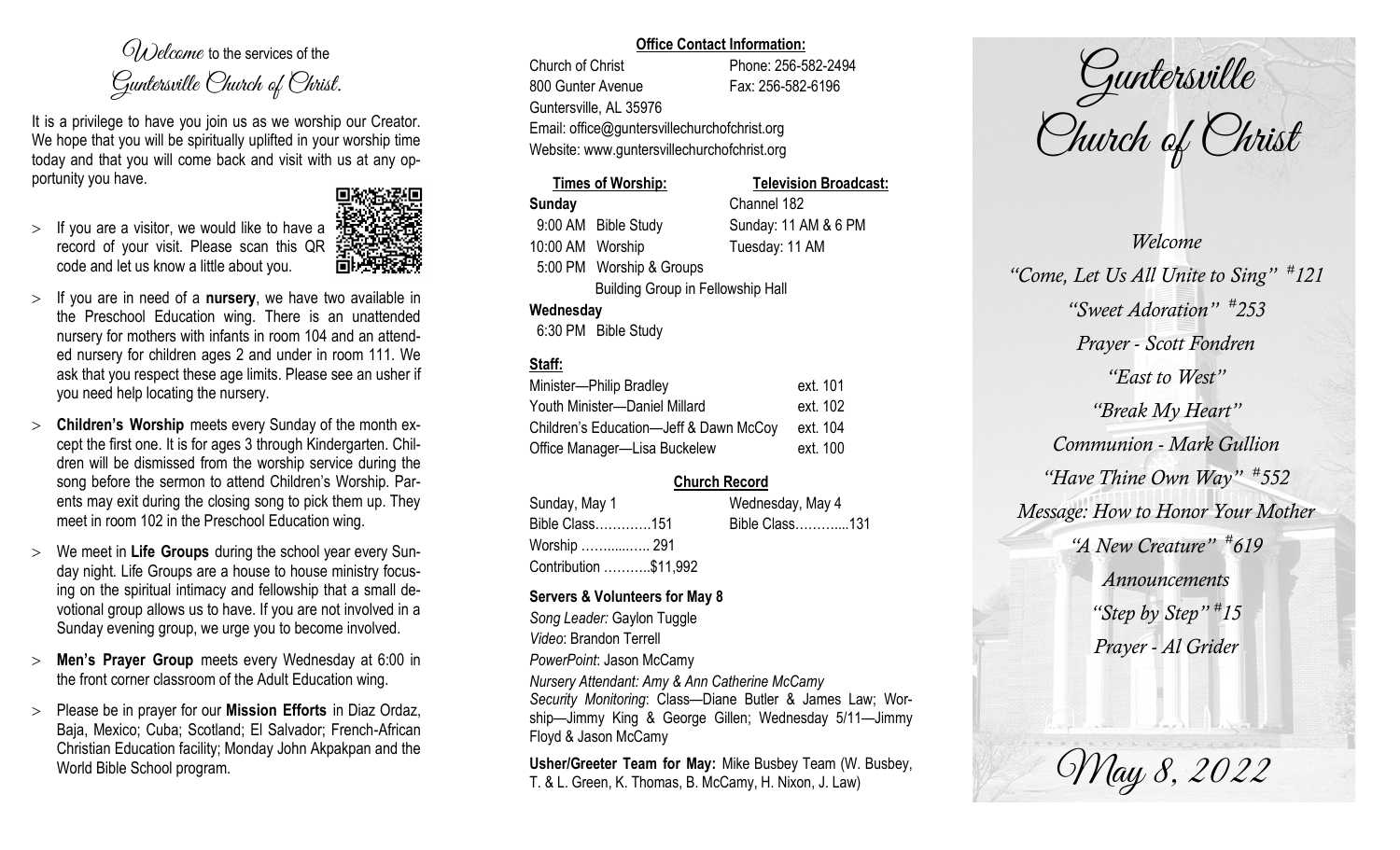*Welcome* to the services of the *Guntersville Church of Christ.*

It is a privilege to have you join us as we worship our Creator. We hope that you will be spiritually uplifted in your worship time today and that you will come back and visit with us at any opportunity you have.

- If you are a visitor, we would like to have a record of your visit. Please scan this QR code and let us know a little about you.
- If you are in need of a **nursery**, we have two available in the Preschool Education wing. There is an unattended nursery for mothers with infants in room 104 and an attended nursery for children ages 2 and under in room 111. We ask that you respect these age limits. Please see an usher if you need help locating the nursery.
- **Children's Worship** meets every Sunday of the month except the first one. It is for ages 3 through Kindergarten. Children will be dismissed from the worship service during the song before the sermon to attend Children's Worship. Parents may exit during the closing song to pick them up. They meet in room 102 in the Preschool Education wing.
- We meet in **Life Groups** during the school year every Sunday night. Life Groups are a house to house ministry focusing on the spiritual intimacy and fellowship that a small devotional group allows us to have. If you are not involved in a Sunday evening group, we urge you to become involved.
- **Men's Prayer Group** meets every Wednesday at 6:00 in the front corner classroom of the Adult Education wing.
- Please be in prayer for our **Mission Efforts** in Diaz Ordaz, Baja, Mexico; Cuba; Scotland; El Salvador; French-African Christian Education facility; Monday John Akpakpan and the World Bible School program.

**Office Contact Information:**

Church of Christ — Phone: 256-582-2494
800 Gunter Avenue — Fax: 256-582-6196
Guntersville, AL 35976
Email: office@guntersvillechurchofchrist.org
Website: www.guntersvillechurchofchrist.org

| Times of Worship: | Television Broadcast: |
|---|---|
| **Sunday** | Channel 182 |
| 9:00 AM Bible Study | Sunday: 11 AM & 6 PM |
| 10:00 AM Worship | Tuesday: 11 AM |
| 5:00 PM Worship & Groups | |
| Building Group in Fellowship Hall | |
| **Wednesday** | |
| 6:30 PM Bible Study | |

**Staff:**

| | |
|---|---|
| Minister—Philip Bradley | ext. 101 |
| Youth Minister—Daniel Millard | ext. 102 |
| Children's Education—Jeff & Dawn McCoy | ext. 104 |
| Office Manager—Lisa Buckelew | ext. 100 |

**Church Record**

| | |
|---|---|
| Sunday, May 1 | Wednesday, May 4 |
| Bible Class………….151 | Bible Class………...131 |
| Worship …….....….. 291 | |
| Contribution ………..$11,992 | |

**Servers & Volunteers for May 8**

*Song Leader:* Gaylon Tuggle
*Video*: Brandon Terrell
*PowerPoint*: Jason McCamy
*Nursery Attendant: Amy & Ann Catherine McCamy*
*Security Monitoring*: Class—Diane Butler & James Law; Worship—Jimmy King & George Gillen; Wednesday 5/11—Jimmy Floyd & Jason McCamy

**Usher/Greeter Team for May:** Mike Busbey Team (W. Busbey, T. & L. Green, K. Thomas, B. McCamy, H. Nixon, J. Law)

# Guntersville Church of Christ

*Welcome*
*"Come, Let Us All Unite to Sing" #121*
*"Sweet Adoration" #253*
*Prayer - Scott Fondren*
*"East to West"*
*"Break My Heart"*
*Communion - Mark Gullion*
*"Have Thine Own Way" #552*
*Message: How to Honor Your Mother*
*"A New Creature" #619*
*Announcements*
*"Step by Step" #15*
*Prayer - Al Grider*

*May 8, 2022*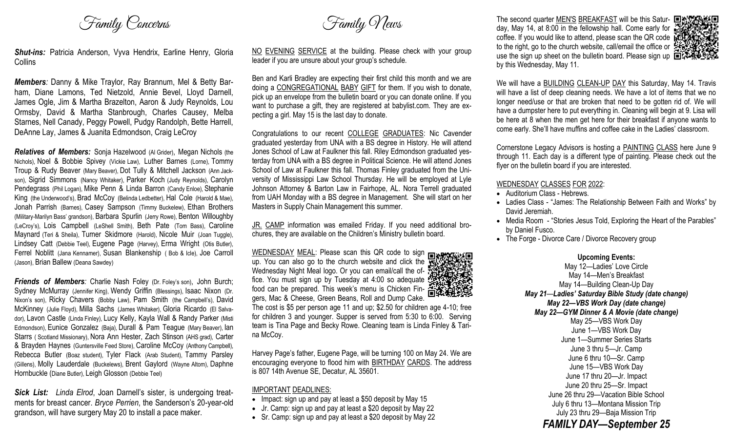# Family Concerns

***Shut-ins:*** Patricia Anderson, Vyva Hendrix, Earline Henry, Gloria Collins

***Members:*** Danny & Mike Traylor, Ray Brannum, Mel & Betty Barham, Diane Lamons, Ted Nietzold, Annie Bevel, Lloyd Darnell, James Ogle, Jim & Martha Brazelton, Aaron & Judy Reynolds, Lou Ormsby, David & Martha Stanbrough, Charles Causey, Melba Starnes, Nell Canady, Peggy Powell, Pudgy Randolph, Bette Harrell, DeAnne Lay, James & Juanita Edmondson, Craig LeCroy

***Relatives of Members:*** Sonja Hazelwood (Al Grider), Megan Nichols (the Nichols), Noel & Bobbie Spivey (Vickie Law), Luther Barnes (Lorne), Tommy Troup & Rudy Beaver (Mary Beaver), Dot Tully & Mitchell Jackson (Ann Jackson), Sigrid Simmons (Nancy Whitaker), Parker Koch (Judy Reynolds), Carolyn Pendegrass (Phil Logan), Mike Penn & Linda Barron (Candy Enloe), Stephanie King (the Underwood's), Brad McCoy (Belinda Ledbetter), Hal Cole (Harold & Mae), Jonah Parrish (Barnes), Casey Sampson (Timmy Buckelew), Ethan Brothers (Military-Marilyn Bass' grandson), Barbara Spurlin (Jerry Rowe), Benton Willoughby (LeCroy's), Lois Campbell (LeShell Smith), Beth Pate (Tom Bass), Caroline Maynard (Teri & Sheila), Turner Skidmore (Harold), Nicole Muir (Joan Tuggle), Lindsey Catt (Debbie Teel), Eugene Page (Harvey), Erma Wright (Otis Butler), Ferrel Noblitt (Jana Kennamer), Susan Blankenship ( Bob & Icle), Joe Carroll (Jason), Brian Ballew (Deana Sawdey)

***Friends of Members:*** Charlie Nash Foley (Dr. Foley's son), John Burch; Sydney McMurray (Wendy King), Wendy Griffin (Blessings), Isaac Nixon (Dr. Nixon's son), Ricky Chavers (Bobby Law), Pam Smith (the Campbell's), David McKinney (Julie Floyd), Milla Sachs (James Whitaker), Gloria Ricardo (El Salvador), Lavon Castle (Linda Finley), Lucy Kelly, Kayla Wall & Randy Parker (Misti Edmondson), Eunice Gonzalez (Baja), Durall & Pam Teague (Mary Beaver), Ian Starrs ( Scotland Missionary), Nora Ann Hester, Zach Stinson (AHS grad), Carter & Brayden Haynes (Guntersville Feed Store), Caroline McCoy (Anthony Campbell), Rebecca Butler (Boaz student), Tyler Flack (Arab Student), Tammy Parsley (Gillens), Molly Lauderdale (Buckelews), Brent Gaylord (Wayne Altom), Daphne Hornbuckle (Diane Butler), Leigh Glosson (Debbie Teel)

***Sick List:*** *Linda Elrod*, Joan Darnell's sister, is undergoing treatments for breast cancer. *Bryce Perrien*, the Sanderson's 20-year-old grandson, will have surgery May 20 to install a pace maker.

# Family News

NO EVENING SERVICE at the building. Please check with your group leader if you are unsure about your group's schedule.

Ben and Karli Bradley are expecting their first child this month and we are doing a CONGREGATIONAL BABY GIFT for them. If you wish to donate, pick up an envelope from the bulletin board or you can donate online. If you want to purchase a gift, they are registered at babylist.com. They are expecting a girl. May 15 is the last day to donate.

Congratulations to our recent COLLEGE GRADUATES: Nic Cavender graduated yesterday from UNA with a BS degree in History. He will attend Jones School of Law at Faulkner this fall. Riley Edmondson graduated yesterday from UNA with a BS degree in Political Science. He will attend Jones School of Law at Faulkner this fall. Thomas Finley graduated from the University of Mississippi Law School Thursday. He will be employed at Lyle Johnson Attorney & Barton Law in Fairhope, AL. Nora Terrell graduated from UAH Monday with a BS degree in Management. She will start on her Masters in Supply Chain Management this summer.

JR. CAMP information was emailed Friday. If you need additional brochures, they are available on the Children's Ministry bulletin board.

WEDNESDAY MEAL: Please scan this QR code to sign up. You can also go to the church website and click the Wednesday Night Meal logo. Or you can email/call the office. You must sign up by Tuesday at 4:00 so adequate food can be prepared. This week's menu is Chicken Fingers, Mac & Cheese, Green Beans, Roll and Dump Cake. The cost is $5 per person age 11 and up; $2.50 for children age 4-10; free for children 3 and younger. Supper is served from 5:30 to 6:00. Serving team is Tina Page and Becky Rowe. Cleaning team is Linda Finley & Tarina McCoy.

Harvey Page's father, Eugene Page, will be turning 100 on May 24. We are encouraging everyone to flood him with BIRTHDAY CARDS. The address is 807 14th Avenue SE, Decatur, AL 35601.

IMPORTANT DEADLINES:

- Impact: sign up and pay at least a $50 deposit by May 15
- Jr. Camp: sign up and pay at least a $20 deposit by May 22
- Sr. Camp: sign up and pay at least a $20 deposit by May 22

The second quarter MEN'S BREAKFAST will be this Saturday, May 14, at 8:00 in the fellowship hall. Come early for coffee. If you would like to attend, please scan the QR code to the right, go to the church website, call/email the office or use the sign up sheet on the bulletin board. Please sign up by this Wednesday, May 11.

We will have a BUILDING CLEAN-UP DAY this Saturday, May 14. Travis will have a list of deep cleaning needs. We have a lot of items that we no longer need/use or that are broken that need to be gotten rid of. We will have a dumpster here to put everything in. Cleaning will begin at 9. Lisa will be here at 8 when the men get here for their breakfast if anyone wants to come early. She'll have muffins and coffee cake in the Ladies' classroom.

Cornerstone Legacy Advisors is hosting a PAINTING CLASS here June 9 through 11. Each day is a different type of painting. Please check out the flyer on the bulletin board if you are interested.

WEDNESDAY CLASSES FOR 2022:

- Auditorium Class - Hebrews.
- Ladies Class - "James: The Relationship Between Faith and Works" by David Jeremiah.
- Media Room - "Stories Jesus Told, Exploring the Heart of the Parables" by Daniel Fusco.
- The Forge - Divorce Care / Divorce Recovery group

**Upcoming Events:**

May 12—Ladies' Love Circle
May 14—Men's Breakfast
May 14—Building Clean-Up Day
***May 21—Ladies' Saturday Bible Study (date change)***
***May 22—VBS Work Day (date change)***
***May 22—GYM Dinner & A Movie (date change)***
May 25—VBS Work Day
June 1—VBS Work Day
June 1—Summer Series Starts
June 3 thru 5—Jr. Camp
June 6 thru 10—Sr. Camp
June 15—VBS Work Day
June 17 thru 20—Jr. Impact
June 20 thru 25—Sr. Impact
June 26 thru 29—Vacation Bible School
July 6 thru 13—Montana Mission Trip
July 23 thru 29—Baja Mission Trip

***FAMILY DAY—September 25***